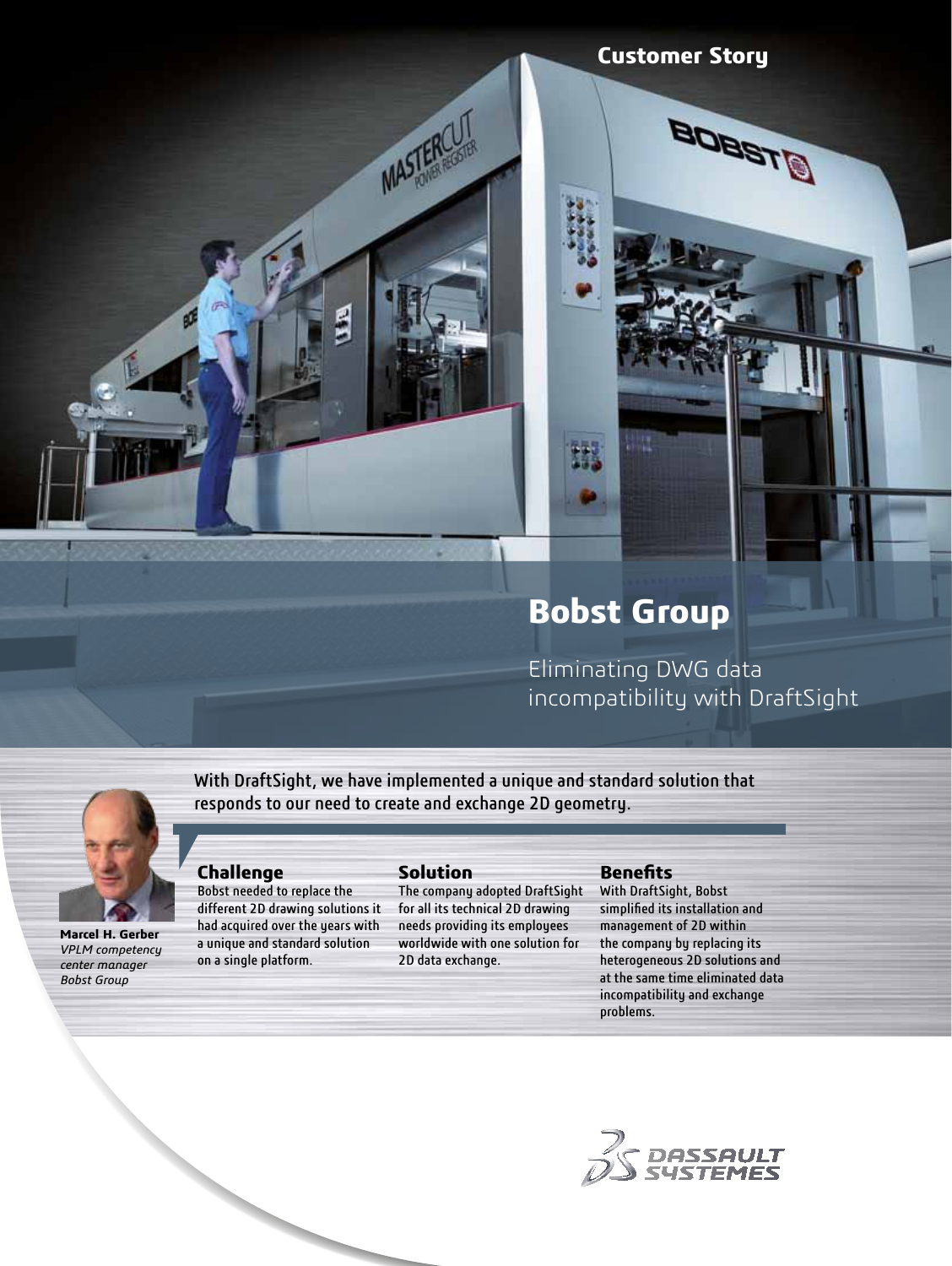Customer Story

# Bobst Group

## Eliminating DWG data incompatibility with DraftSight

With DraftSight, we have implemented a unique and standard solution that responds to our need to create and exchange 2D geometry.

**Marcel H. Gerber**
*VPLM competency center manager*
*Bobst Group*

### Challenge

Bobst needed to replace the different 2D drawing solutions it had acquired over the years with a unique and standard solution on a single platform.

### Solution

The company adopted DraftSight for all its technical 2D drawing needs providing its employees worldwide with one solution for 2D data exchange.

### Benefits

With DraftSight, Bobst simplified its installation and management of 2D within the company by replacing its heterogeneous 2D solutions and at the same time eliminated data incompatibility and exchange problems.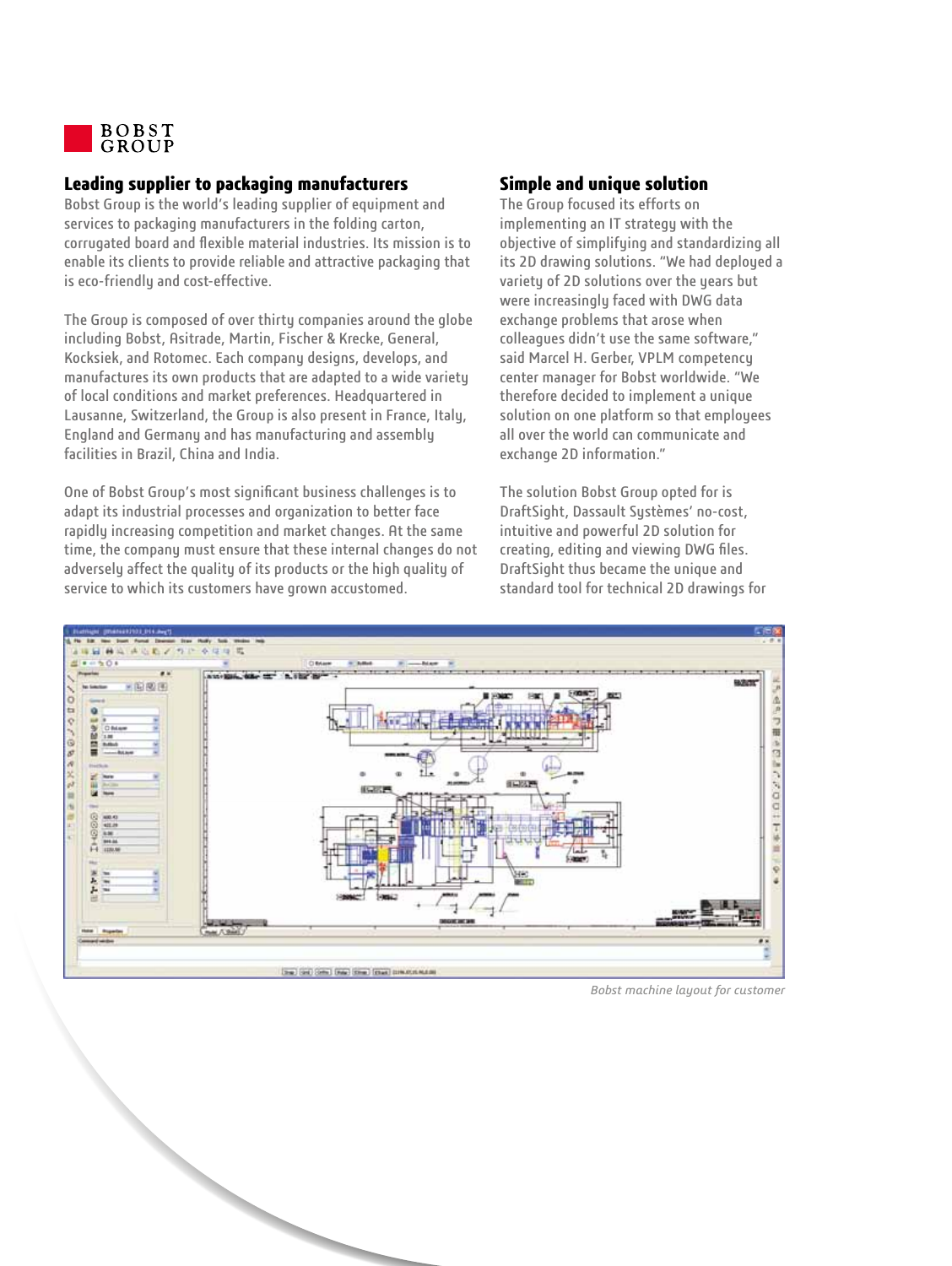# BOBST GROUP

## Leading supplier to packaging manufacturers

Bobst Group is the world's leading supplier of equipment and services to packaging manufacturers in the folding carton, corrugated board and flexible material industries. Its mission is to enable its clients to provide reliable and attractive packaging that is eco-friendly and cost-effective.

The Group is composed of over thirty companies around the globe including Bobst, Asitrade, Martin, Fischer & Krecke, General, Kocksiek, and Rotomec. Each company designs, develops, and manufactures its own products that are adapted to a wide variety of local conditions and market preferences. Headquartered in Lausanne, Switzerland, the Group is also present in France, Italy, England and Germany and has manufacturing and assembly facilities in Brazil, China and India.

One of Bobst Group's most significant business challenges is to adapt its industrial processes and organization to better face rapidly increasing competition and market changes. At the same time, the company must ensure that these internal changes do not adversely affect the quality of its products or the high quality of service to which its customers have grown accustomed.

## Simple and unique solution

The Group focused its efforts on implementing an IT strategy with the objective of simplifying and standardizing all its 2D drawing solutions. "We had deployed a variety of 2D solutions over the years but were increasingly faced with DWG data exchange problems that arose when colleagues didn't use the same software," said Marcel H. Gerber, VPLM competency center manager for Bobst worldwide. "We therefore decided to implement a unique solution on one platform so that employees all over the world can communicate and exchange 2D information."

The solution Bobst Group opted for is DraftSight, Dassault Systèmes' no-cost, intuitive and powerful 2D solution for creating, editing and viewing DWG files. DraftSight thus became the unique and standard tool for technical 2D drawings for

*Bobst machine layout for customer*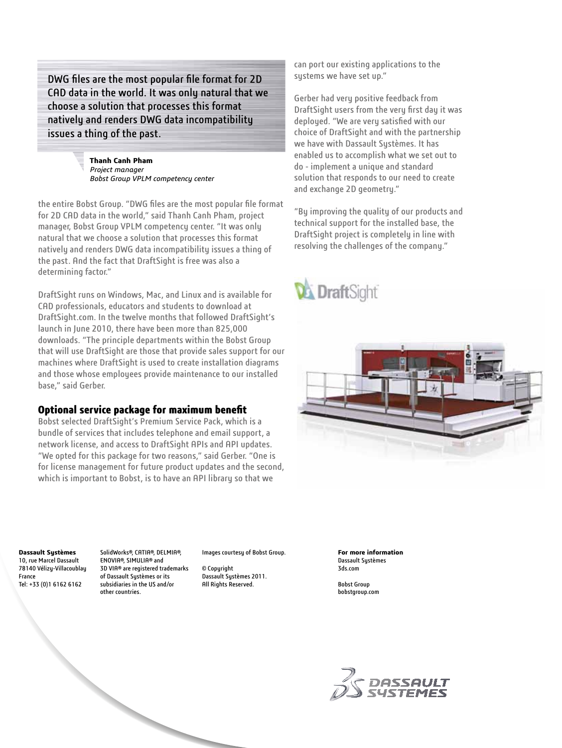> DWG files are the most popular file format for 2D CAD data in the world. It was only natural that we choose a solution that processes this format natively and renders DWG data incompatibility issues a thing of the past.
>
> **Thanh Canh Pham**
> *Project manager*
> *Bobst Group VPLM competency center*

the entire Bobst Group. "DWG files are the most popular file format for 2D CAD data in the world," said Thanh Canh Pham, project manager, Bobst Group VPLM competency center. "It was only natural that we choose a solution that processes this format natively and renders DWG data incompatibility issues a thing of the past. And the fact that DraftSight is free was also a determining factor."

DraftSight runs on Windows, Mac, and Linux and is available for CAD professionals, educators and students to download at DraftSight.com. In the twelve months that followed DraftSight's launch in June 2010, there have been more than 825,000 downloads. "The principle departments within the Bobst Group that will use DraftSight are those that provide sales support for our machines where DraftSight is used to create installation diagrams and those whose employees provide maintenance to our installed base," said Gerber.

### Optional service package for maximum benefit

Bobst selected DraftSight's Premium Service Pack, which is a bundle of services that includes telephone and email support, a network license, and access to DraftSight APIs and API updates. "We opted for this package for two reasons," said Gerber. "One is for license management for future product updates and the second, which is important to Bobst, is to have an API library so that we can port our existing applications to the systems we have set up."

Gerber had very positive feedback from DraftSight users from the very first day it was deployed. "We are very satisfied with our choice of DraftSight and with the partnership we have with Dassault Systèmes. It has enabled us to accomplish what we set out to do - implement a unique and standard solution that responds to our need to create and exchange 2D geometry."

"By improving the quality of our products and technical support for the installed base, the DraftSight project is completely in line with resolving the challenges of the company."

DraftSight

**Dassault Systèmes**
10, rue Marcel Dassault
78140 Vélizy-Villacoublay
France
Tel: +33 (0)1 6162 6162

SolidWorks®, CATIA®, DELMIA®, ENOVIA®, SIMULIA® and 3D VIA® are registered trademarks of Dassault Systèmes or its subsidiaries in the US and/or other countries.

Images courtesy of Bobst Group.

© Copyright
Dassault Systèmes 2011.
All Rights Reserved.

**For more information**
Dassault Systèmes
3ds.com

Bobst Group
bobstgroup.com

DASSAULT SYSTEMES